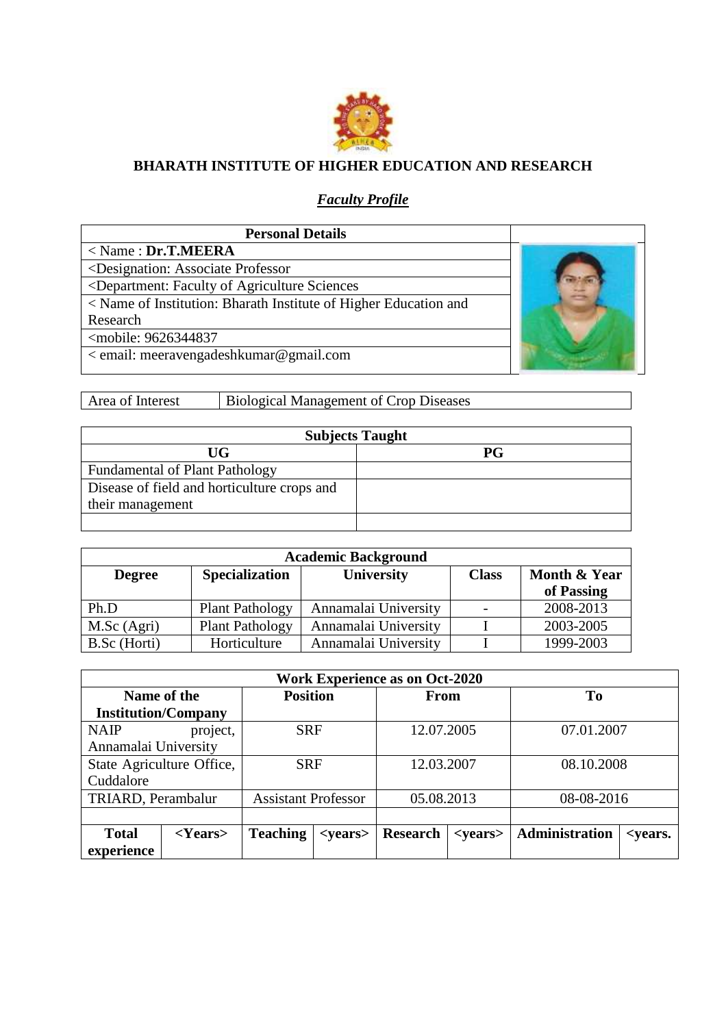**BHARATH INSTITUTE OF HIGHER EDUCATION AND RESEARCH**

***Faculty Profile***

| Personal Details |
|---|
| < Name : **Dr.T.MEERA** |
| <Designation: Associate Professor |
| <Department: Faculty of Agriculture Sciences |
| < Name of Institution: Bharath Institute of Higher Education and Research |
| <mobile: 9626344837 |
| < email: meeravengadeshkumar@gmail.com |

| Area of Interest | Biological Management of Crop Diseases |
|---|---|

| Subjects Taught | |
|---|---|
| **UG** | **PG** |
| Fundamental of Plant Pathology | |
| Disease of field and horticulture crops and their management | |
| | |

| Academic Background | | | | |
|---|---|---|---|---|
| **Degree** | **Specialization** | **University** | **Class** | **Month & Year of Passing** |
| Ph.D | Plant Pathology | Annamalai University | - | 2008-2013 |
| M.Sc (Agri) | Plant Pathology | Annamalai University | I | 2003-2005 |
| B.Sc (Horti) | Horticulture | Annamalai University | I | 1999-2003 |

| Work Experience as on Oct-2020 | | | | | | | |
|---|---|---|---|---|---|---|---|
| **Name of the Institution/Company** | | **Position** | | **From** | | **To** | |
| NAIP project, Annamalai University | | SRF | | 12.07.2005 | | 07.01.2007 | |
| State Agriculture Office, Cuddalore | | SRF | | 12.03.2007 | | 08.10.2008 | |
| TRIARD, Perambalur | | Assistant Professor | | 05.08.2013 | | 08-08-2016 | |
| | | | | | | | |
| **Total experience** | **<Years>** | **Teaching** | **<years>** | **Research** | **<years>** | **Administration** | **<years.** |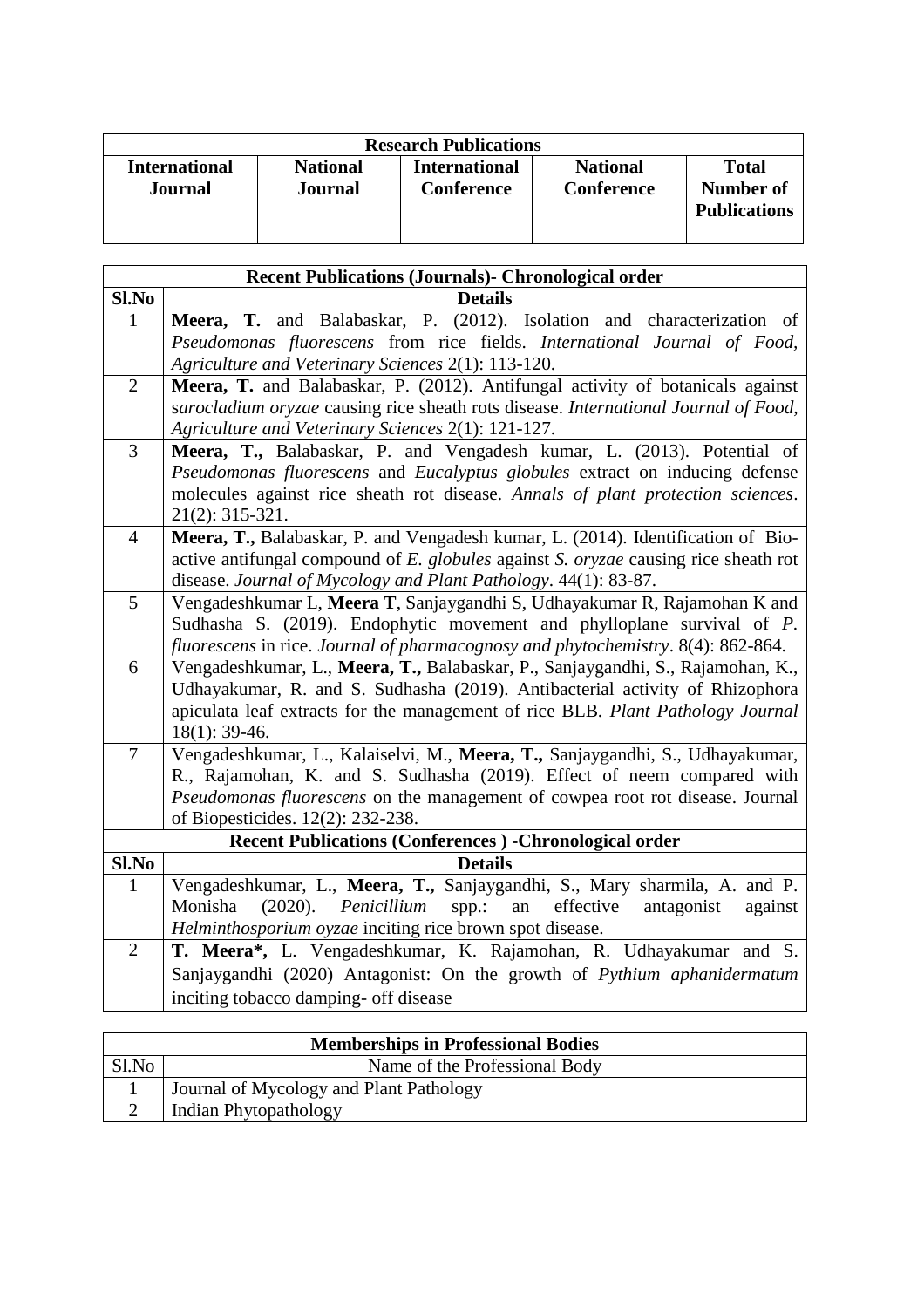| Research Publications | | | | |
|---|---|---|---|---|
| **International Journal** | **National Journal** | **International Conference** | **National Conference** | **Total Number of Publications** |
| | | | | |

| Recent Publications (Journals)- Chronological order | |
|---|---|
| **Sl.No** | **Details** |
| 1 | **Meera, T.** and Balabaskar, P. (2012). Isolation and characterization of *Pseudomonas fluorescens* from rice fields. *International Journal of Food, Agriculture and Veterinary Sciences* 2(1): 113-120. |
| 2 | **Meera, T.** and Balabaskar, P. (2012). Antifungal activity of botanicals against *sarocladium oryzae* causing rice sheath rots disease. *International Journal of Food, Agriculture and Veterinary Sciences* 2(1): 121-127. |
| 3 | **Meera, T.,** Balabaskar, P. and Vengadesh kumar, L. (2013). Potential of *Pseudomonas fluorescens* and *Eucalyptus globules* extract on inducing defense molecules against rice sheath rot disease. *Annals of plant protection sciences*. 21(2): 315-321. |
| 4 | **Meera, T.,** Balabaskar, P. and Vengadesh kumar, L. (2014). Identification of Bio-active antifungal compound of *E. globules* against *S. oryzae* causing rice sheath rot disease. *Journal of Mycology and Plant Pathology*. 44(1): 83-87. |
| 5 | Vengadeshkumar L, **Meera T**, Sanjaygandhi S, Udhayakumar R, Rajamohan K and Sudhasha S. (2019). Endophytic movement and phylloplane survival of *P. fluorescens* in rice. *Journal of pharmacognosy and phytochemistry*. 8(4): 862-864. |
| 6 | Vengadeshkumar, L., **Meera, T.,** Balabaskar, P., Sanjaygandhi, S., Rajamohan, K., Udhayakumar, R. and S. Sudhasha (2019). Antibacterial activity of Rhizophora apiculata leaf extracts for the management of rice BLB. *Plant Pathology Journal* 18(1): 39-46. |
| 7 | Vengadeshkumar, L., Kalaiselvi, M., **Meera, T.,** Sanjaygandhi, S., Udhayakumar, R., Rajamohan, K. and S. Sudhasha (2019). Effect of neem compared with *Pseudomonas fluorescens* on the management of cowpea root rot disease. Journal of Biopesticides. 12(2): 232-238. |
| **Recent Publications (Conferences ) -Chronological order** | |
| **Sl.No** | **Details** |
| 1 | Vengadeshkumar, L., **Meera, T.,** Sanjaygandhi, S., Mary sharmila, A. and P. Monisha (2020). *Penicillium* spp.: an effective antagonist against *Helminthosporium oyzae* inciting rice brown spot disease. |
| 2 | **T. Meera*,** L. Vengadeshkumar, K. Rajamohan, R. Udhayakumar and S. Sanjaygandhi (2020) Antagonist: On the growth of *Pythium aphanidermatum* inciting tobacco damping- off disease |

| Memberships in Professional Bodies | |
|---|---|
| Sl.No | Name of the Professional Body |
| 1 | Journal of Mycology and Plant Pathology |
| 2 | Indian Phytopathology |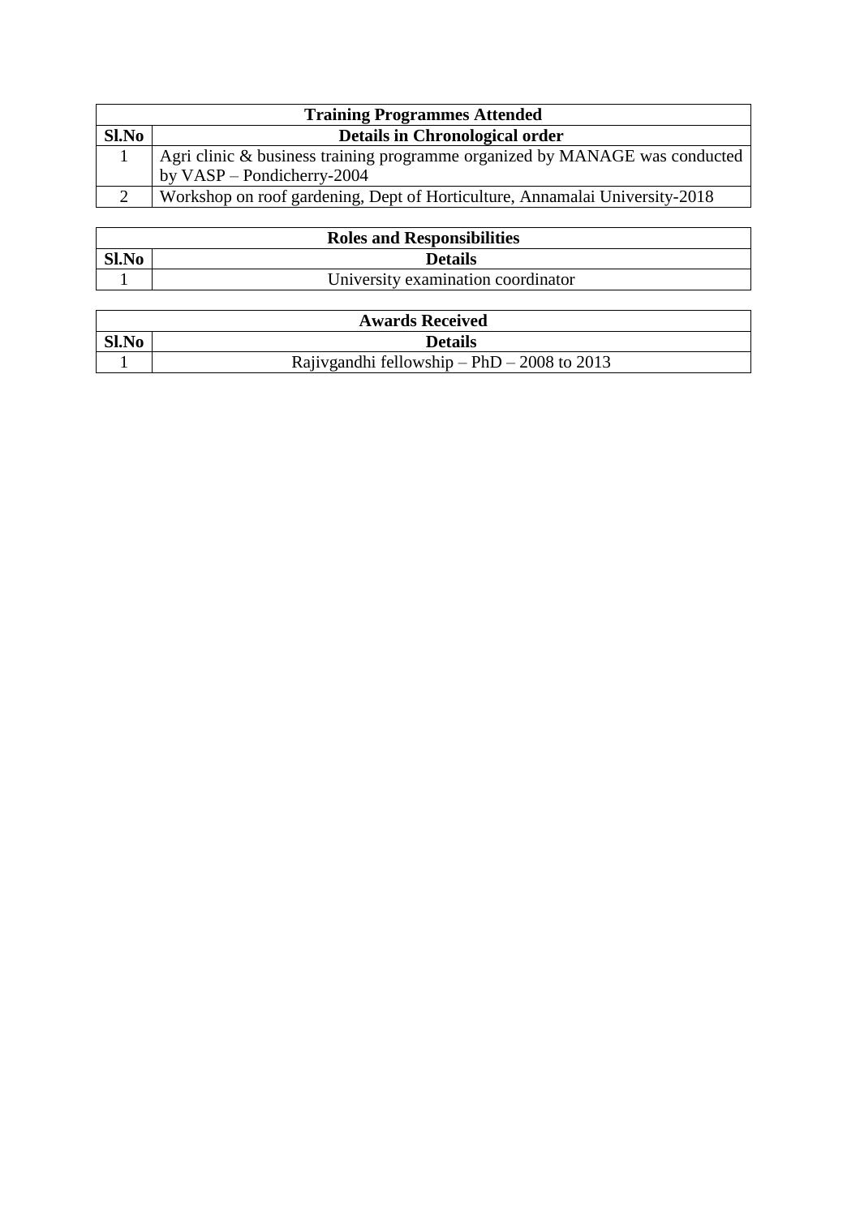| Training Programmes Attended | |
|---|---|
| **Sl.No** | **Details in Chronological order** |
| 1 | Agri clinic & business training programme organized by MANAGE was conducted by VASP – Pondicherry-2004 |
| 2 | Workshop on roof gardening, Dept of Horticulture, Annamalai University-2018 |

| Roles and Responsibilities | |
|---|---|
| **Sl.No** | **Details** |
| 1 | University examination coordinator |

| Awards Received | |
|---|---|
| **Sl.No** | **Details** |
| 1 | Rajivgandhi fellowship – PhD – 2008 to 2013 |